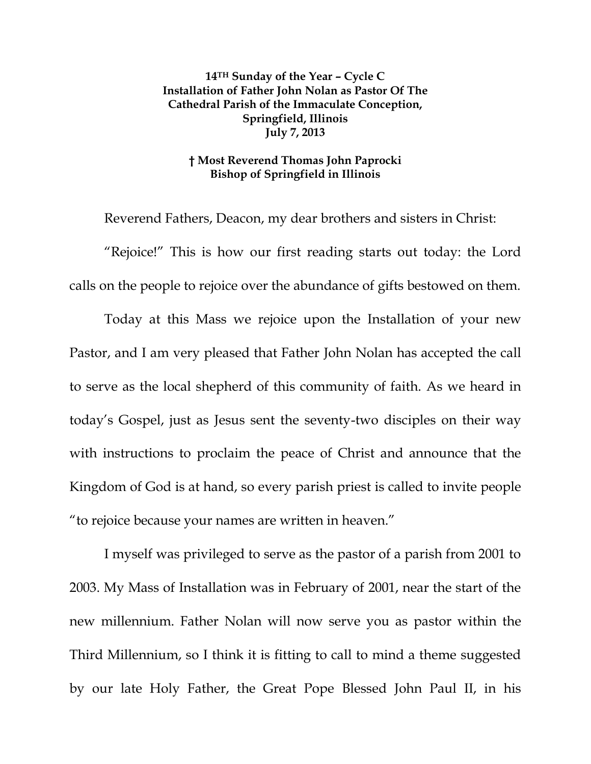**14TH Sunday of the Year – Cycle C**
**Installation of Father John Nolan as Pastor Of The Cathedral Parish of the Immaculate Conception, Springfield, Illinois**
**July 7, 2013**

**† Most Reverend Thomas John Paprocki**
**Bishop of Springfield in Illinois**

Reverend Fathers, Deacon, my dear brothers and sisters in Christ:

"Rejoice!" This is how our first reading starts out today: the Lord calls on the people to rejoice over the abundance of gifts bestowed on them.

Today at this Mass we rejoice upon the Installation of your new Pastor, and I am very pleased that Father John Nolan has accepted the call to serve as the local shepherd of this community of faith. As we heard in today's Gospel, just as Jesus sent the seventy-two disciples on their way with instructions to proclaim the peace of Christ and announce that the Kingdom of God is at hand, so every parish priest is called to invite people "to rejoice because your names are written in heaven."

I myself was privileged to serve as the pastor of a parish from 2001 to 2003. My Mass of Installation was in February of 2001, near the start of the new millennium. Father Nolan will now serve you as pastor within the Third Millennium, so I think it is fitting to call to mind a theme suggested by our late Holy Father, the Great Pope Blessed John Paul II, in his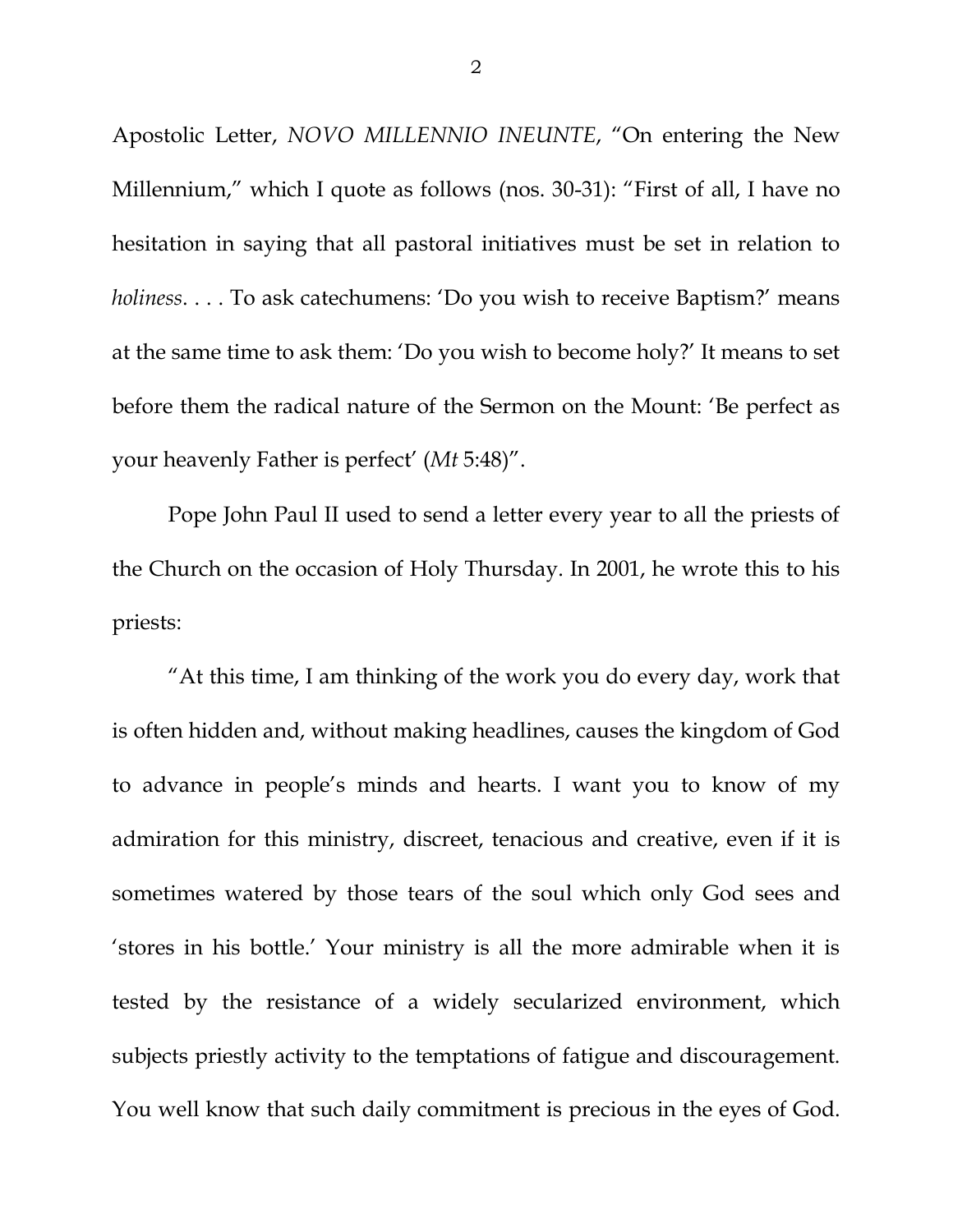Apostolic Letter, *NOVO MILLENNIO INEUNTE*, "On entering the New Millennium," which I quote as follows (nos. 30-31): "First of all, I have no hesitation in saying that all pastoral initiatives must be set in relation to *holiness*. . . . To ask catechumens: 'Do you wish to receive Baptism?' means at the same time to ask them: 'Do you wish to become holy?' It means to set before them the radical nature of the Sermon on the Mount: 'Be perfect as your heavenly Father is perfect' (*Mt* 5:48)".

Pope John Paul II used to send a letter every year to all the priests of the Church on the occasion of Holy Thursday. In 2001, he wrote this to his priests:

"At this time, I am thinking of the work you do every day, work that is often hidden and, without making headlines, causes the kingdom of God to advance in people's minds and hearts. I want you to know of my admiration for this ministry, discreet, tenacious and creative, even if it is sometimes watered by those tears of the soul which only God sees and 'stores in his bottle.' Your ministry is all the more admirable when it is tested by the resistance of a widely secularized environment, which subjects priestly activity to the temptations of fatigue and discouragement. You well know that such daily commitment is precious in the eyes of God.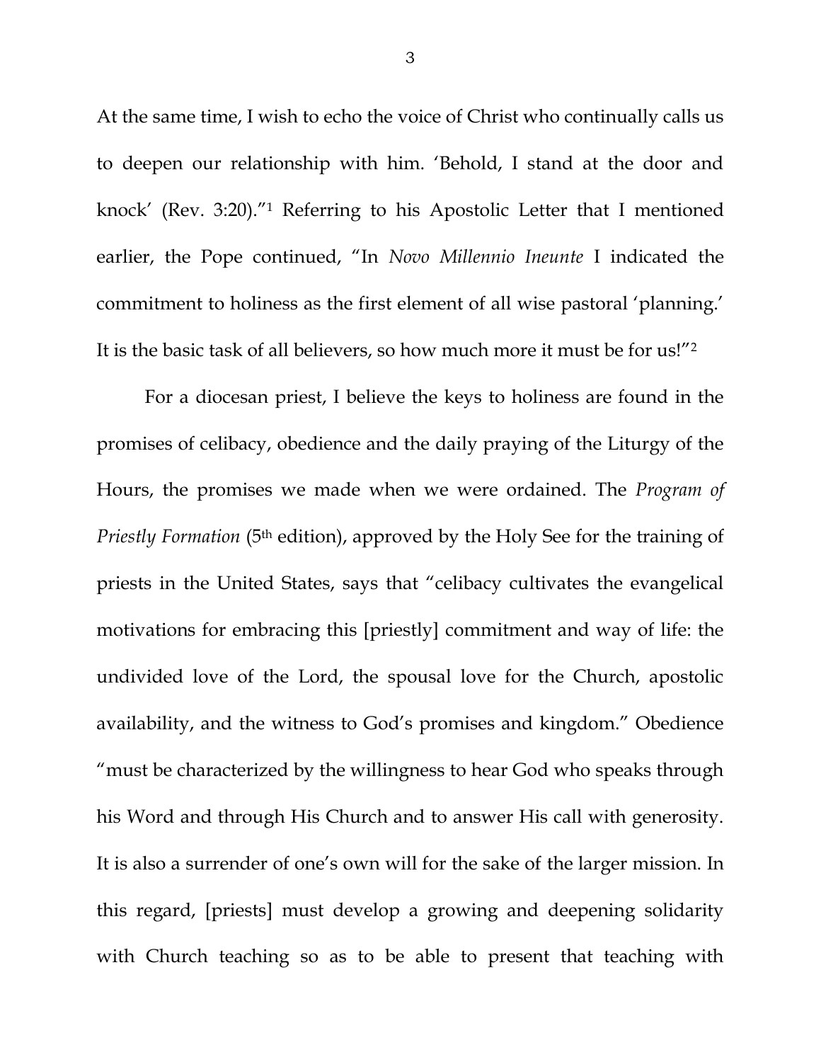At the same time, I wish to echo the voice of Christ who continually calls us to deepen our relationship with him. 'Behold, I stand at the door and knock' (Rev. 3:20)."[1] Referring to his Apostolic Letter that I mentioned earlier, the Pope continued, "In *Novo Millennio Ineunte* I indicated the commitment to holiness as the first element of all wise pastoral 'planning.' It is the basic task of all believers, so how much more it must be for us!"[2]

For a diocesan priest, I believe the keys to holiness are found in the promises of celibacy, obedience and the daily praying of the Liturgy of the Hours, the promises we made when we were ordained. The *Program of Priestly Formation* (5th edition), approved by the Holy See for the training of priests in the United States, says that "celibacy cultivates the evangelical motivations for embracing this [priestly] commitment and way of life: the undivided love of the Lord, the spousal love for the Church, apostolic availability, and the witness to God's promises and kingdom." Obedience "must be characterized by the willingness to hear God who speaks through his Word and through His Church and to answer His call with generosity. It is also a surrender of one's own will for the sake of the larger mission. In this regard, [priests] must develop a growing and deepening solidarity with Church teaching so as to be able to present that teaching with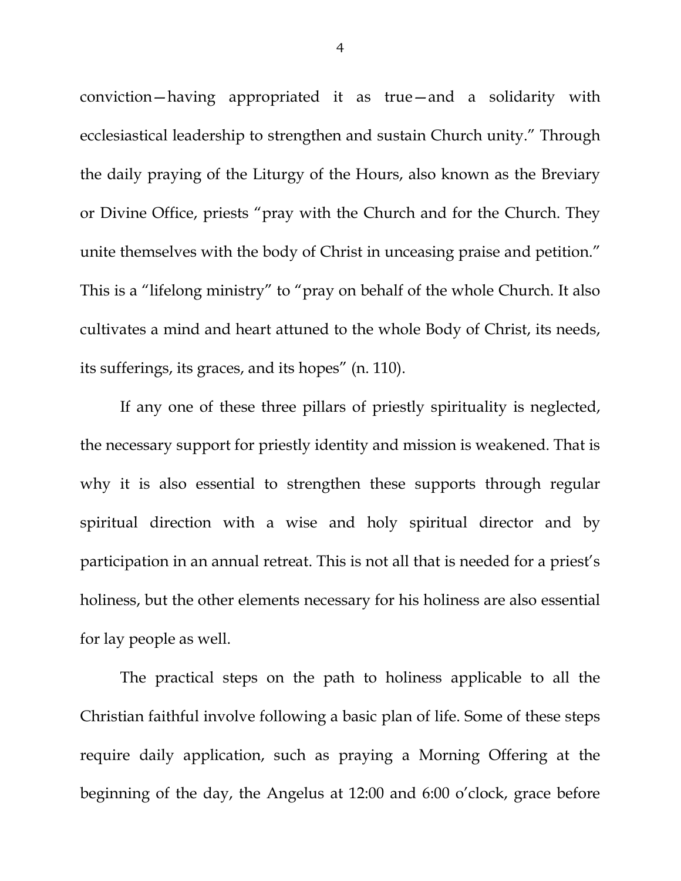conviction—having appropriated it as true—and a solidarity with ecclesiastical leadership to strengthen and sustain Church unity." Through the daily praying of the Liturgy of the Hours, also known as the Breviary or Divine Office, priests "pray with the Church and for the Church. They unite themselves with the body of Christ in unceasing praise and petition." This is a "lifelong ministry" to "pray on behalf of the whole Church. It also cultivates a mind and heart attuned to the whole Body of Christ, its needs, its sufferings, its graces, and its hopes" (n. 110).

If any one of these three pillars of priestly spirituality is neglected, the necessary support for priestly identity and mission is weakened. That is why it is also essential to strengthen these supports through regular spiritual direction with a wise and holy spiritual director and by participation in an annual retreat. This is not all that is needed for a priest's holiness, but the other elements necessary for his holiness are also essential for lay people as well.

The practical steps on the path to holiness applicable to all the Christian faithful involve following a basic plan of life. Some of these steps require daily application, such as praying a Morning Offering at the beginning of the day, the Angelus at 12:00 and 6:00 o'clock, grace before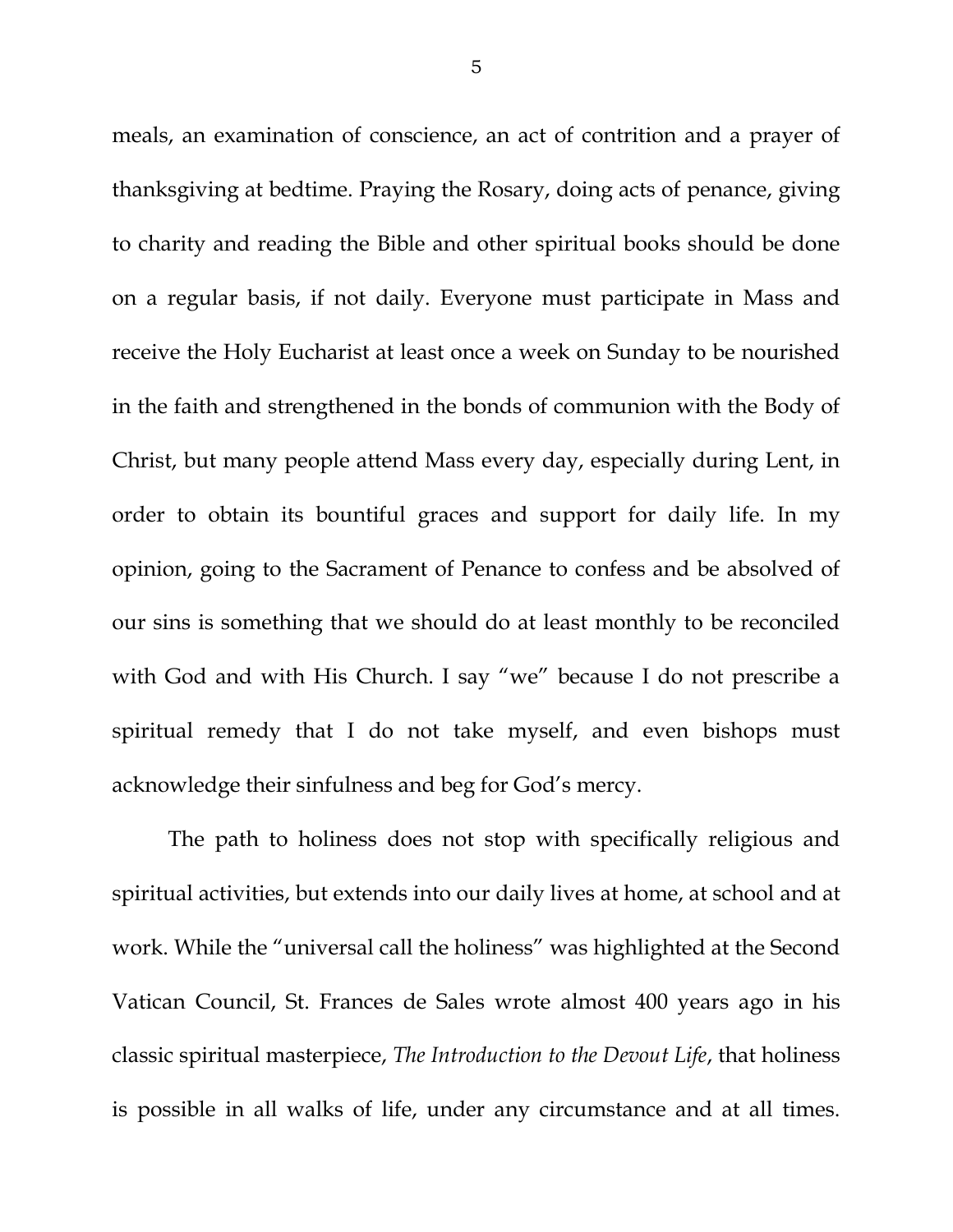meals, an examination of conscience, an act of contrition and a prayer of thanksgiving at bedtime. Praying the Rosary, doing acts of penance, giving to charity and reading the Bible and other spiritual books should be done on a regular basis, if not daily. Everyone must participate in Mass and receive the Holy Eucharist at least once a week on Sunday to be nourished in the faith and strengthened in the bonds of communion with the Body of Christ, but many people attend Mass every day, especially during Lent, in order to obtain its bountiful graces and support for daily life. In my opinion, going to the Sacrament of Penance to confess and be absolved of our sins is something that we should do at least monthly to be reconciled with God and with His Church. I say "we" because I do not prescribe a spiritual remedy that I do not take myself, and even bishops must acknowledge their sinfulness and beg for God's mercy.

The path to holiness does not stop with specifically religious and spiritual activities, but extends into our daily lives at home, at school and at work. While the "universal call the holiness" was highlighted at the Second Vatican Council, St. Frances de Sales wrote almost 400 years ago in his classic spiritual masterpiece, *The Introduction to the Devout Life*, that holiness is possible in all walks of life, under any circumstance and at all times.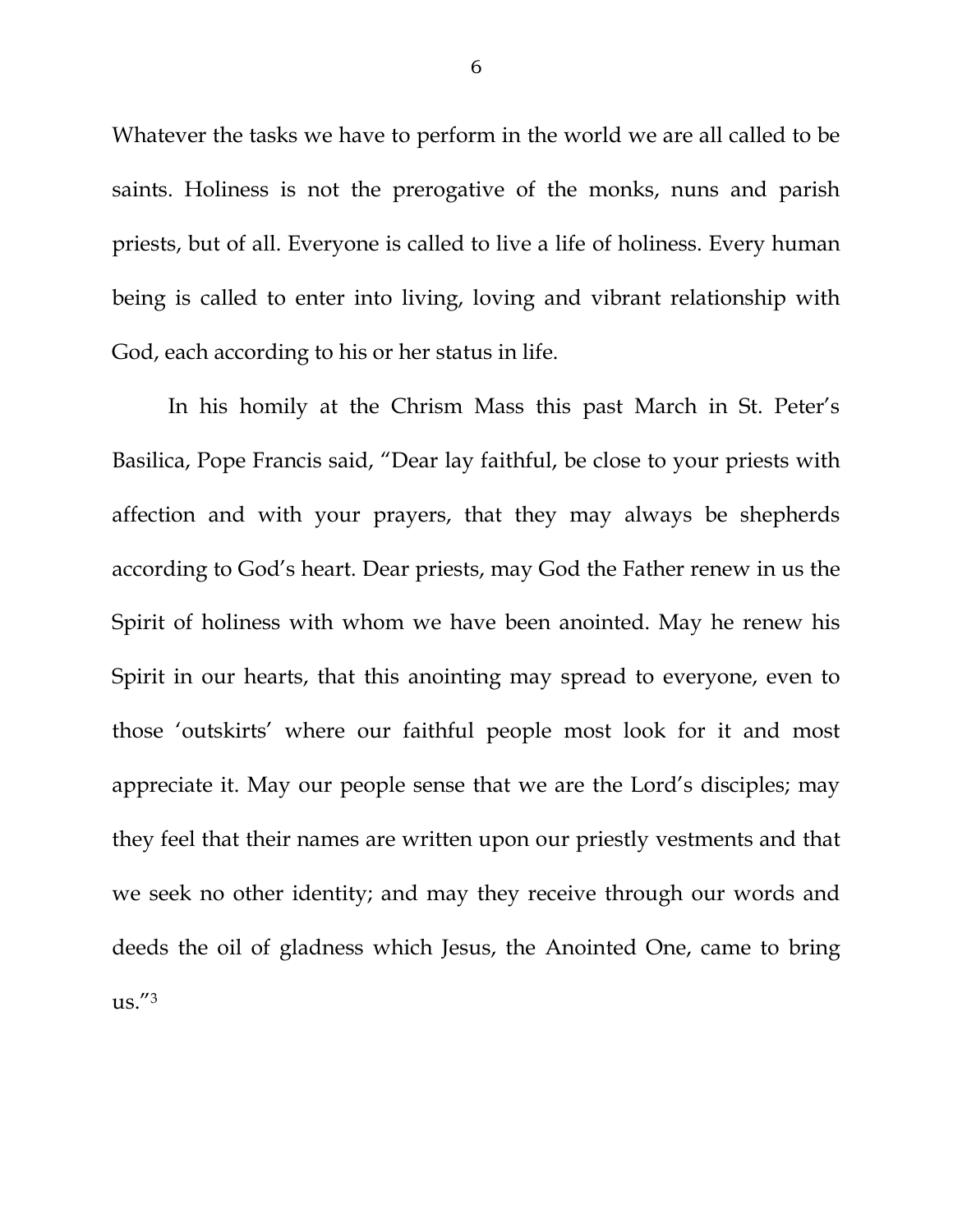Whatever the tasks we have to perform in the world we are all called to be saints. Holiness is not the prerogative of the monks, nuns and parish priests, but of all. Everyone is called to live a life of holiness. Every human being is called to enter into living, loving and vibrant relationship with God, each according to his or her status in life.

In his homily at the Chrism Mass this past March in St. Peter's Basilica, Pope Francis said, "Dear lay faithful, be close to your priests with affection and with your prayers, that they may always be shepherds according to God's heart. Dear priests, may God the Father renew in us the Spirit of holiness with whom we have been anointed. May he renew his Spirit in our hearts, that this anointing may spread to everyone, even to those 'outskirts' where our faithful people most look for it and most appreciate it. May our people sense that we are the Lord's disciples; may they feel that their names are written upon our priestly vestments and that we seek no other identity; and may they receive through our words and deeds the oil of gladness which Jesus, the Anointed One, came to bring us."[3]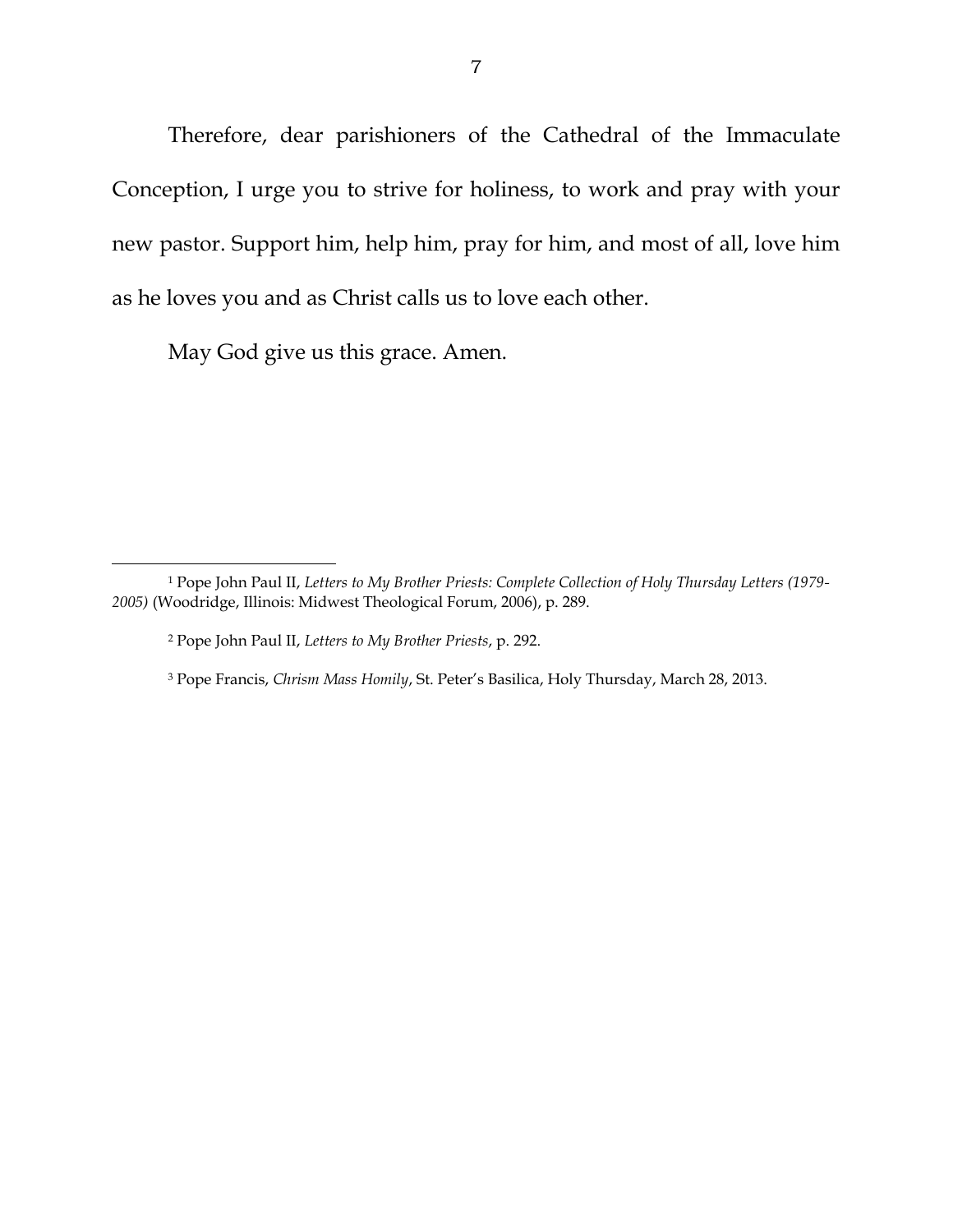Therefore, dear parishioners of the Cathedral of the Immaculate Conception, I urge you to strive for holiness, to work and pray with your new pastor. Support him, help him, pray for him, and most of all, love him as he loves you and as Christ calls us to love each other.

May God give us this grace. Amen.

---

[1] Pope John Paul II, *Letters to My Brother Priests: Complete Collection of Holy Thursday Letters (1979-2005)* (Woodridge, Illinois: Midwest Theological Forum, 2006), p. 289.

[2] Pope John Paul II, *Letters to My Brother Priests*, p. 292.

[3] Pope Francis, *Chrism Mass Homily*, St. Peter's Basilica, Holy Thursday, March 28, 2013.